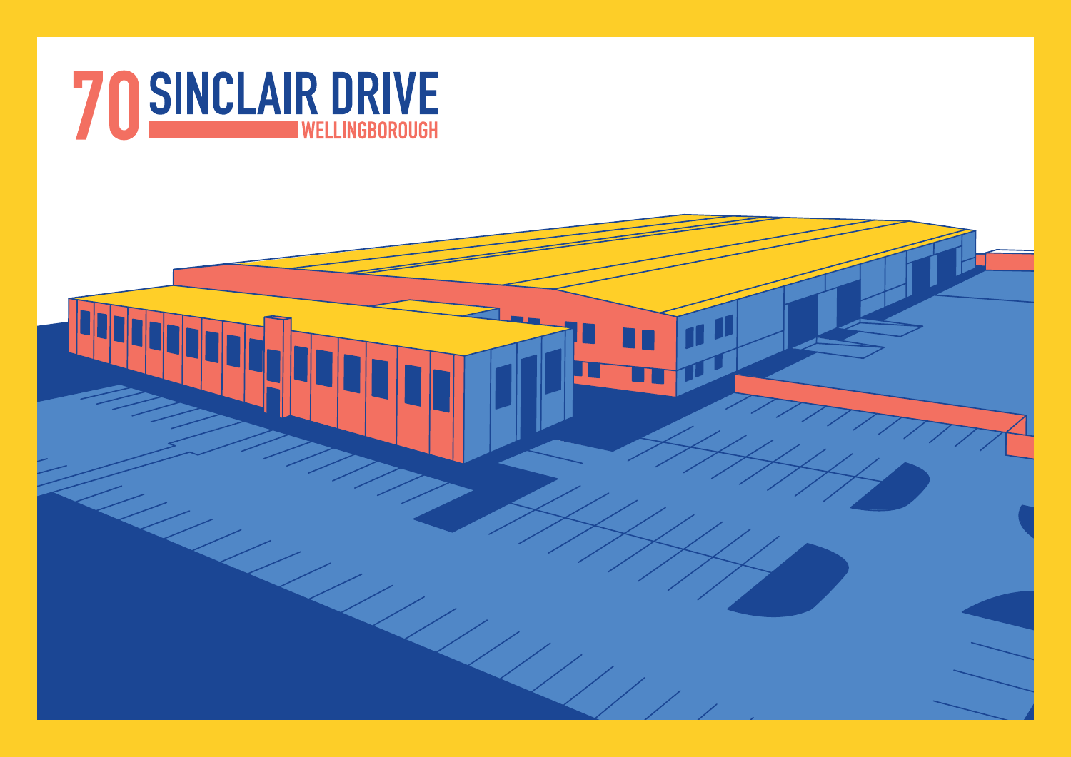# 70 SINCLAIR DRIVE

## WELLINGBOROUGH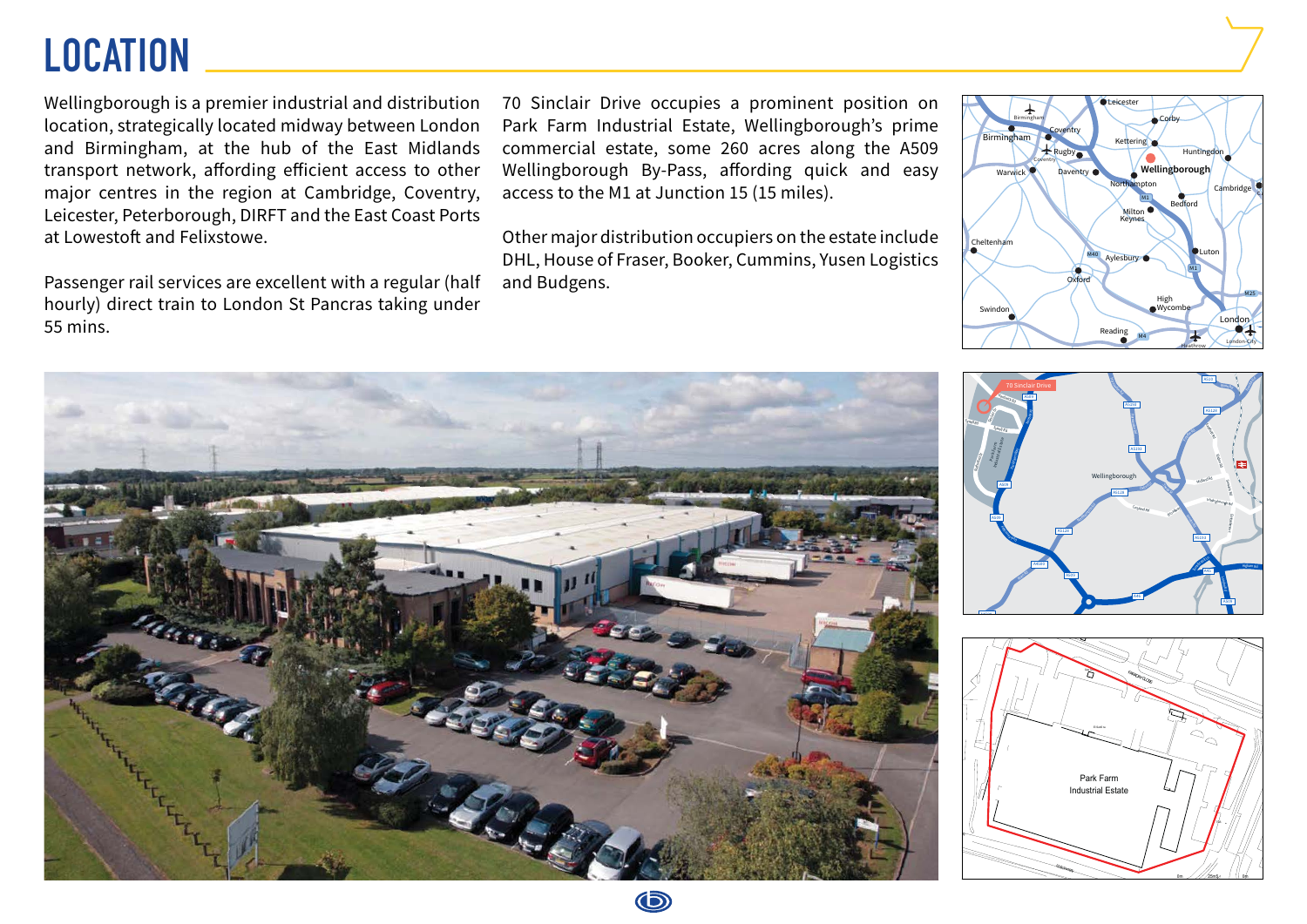# LOCATION

Wellingborough is a premier industrial and distribution location, strategically located midway between London and Birmingham, at the hub of the East Midlands transport network, affording efficient access to other major centres in the region at Cambridge, Coventry, Leicester, Peterborough, DIRFT and the East Coast Ports at Lowestoft and Felixstowe.

Passenger rail services are excellent with a regular (half hourly) direct train to London St Pancras taking under 55 mins.

70 Sinclair Drive occupies a prominent position on Park Farm Industrial Estate, Wellingborough's prime commercial estate, some 260 acres along the A509 Wellingborough By-Pass, affording quick and easy access to the M1 at Junction 15 (15 miles).

Other major distribution occupiers on the estate include DHL, House of Fraser, Booker, Cummins, Yusen Logistics and Budgens.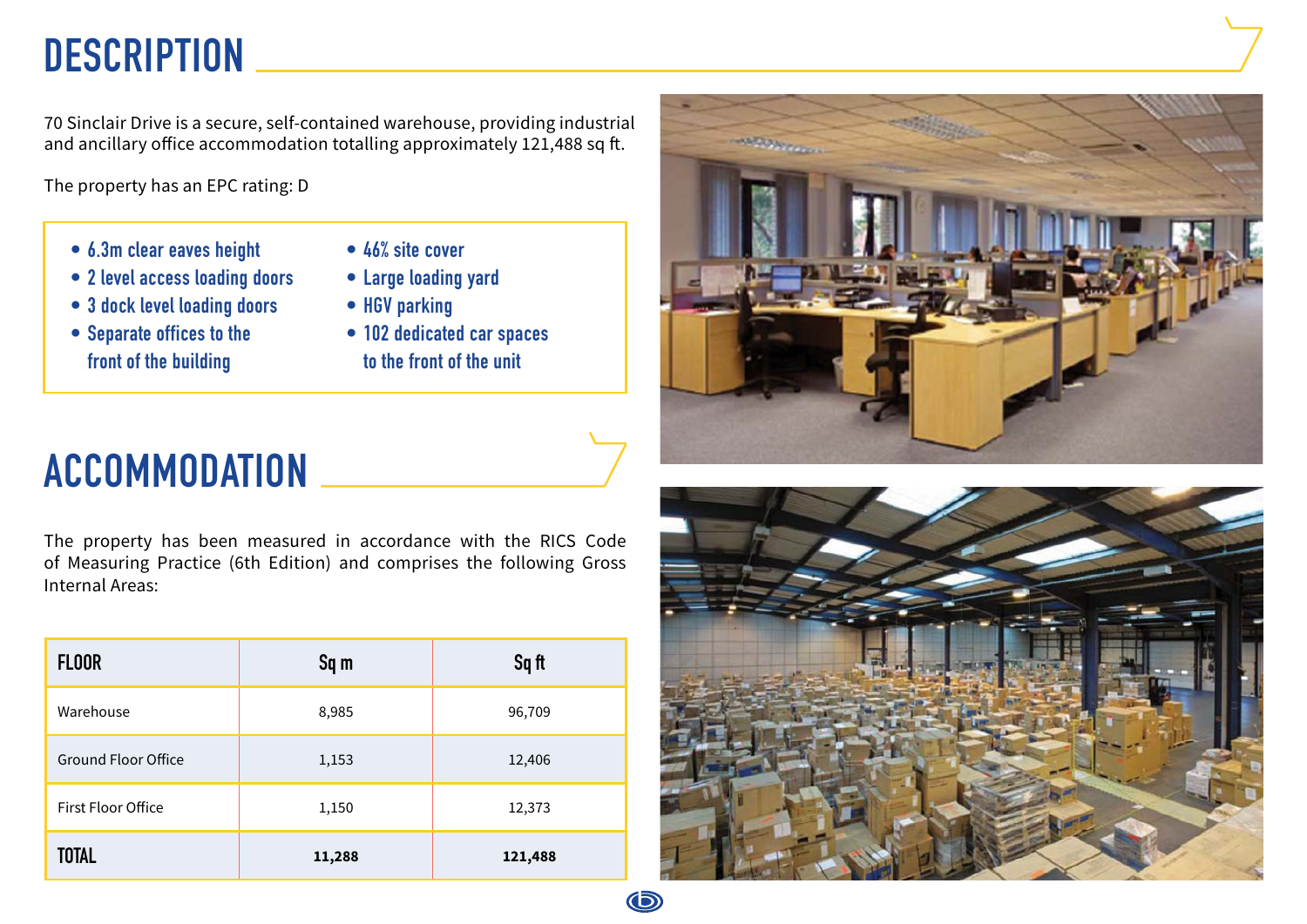# DESCRIPTION

70 Sinclair Drive is a secure, self-contained warehouse, providing industrial and ancillary office accommodation totalling approximately 121,488 sq ft.

The property has an EPC rating: D

- 6.3m clear eaves height
- 2 level access loading doors
- 3 dock level loading doors
- Separate offices to the front of the building
- 46% site cover
- Large loading yard
- HGV parking
- 102 dedicated car spaces to the front of the unit

# ACCOMMODATION

The property has been measured in accordance with the RICS Code of Measuring Practice (6th Edition) and comprises the following Gross Internal Areas:

| FLOOR | Sq m | Sq ft |
|---|---|---|
| Warehouse | 8,985 | 96,709 |
| Ground Floor Office | 1,153 | 12,406 |
| First Floor Office | 1,150 | 12,373 |
| **TOTAL** | **11,288** | **121,488** |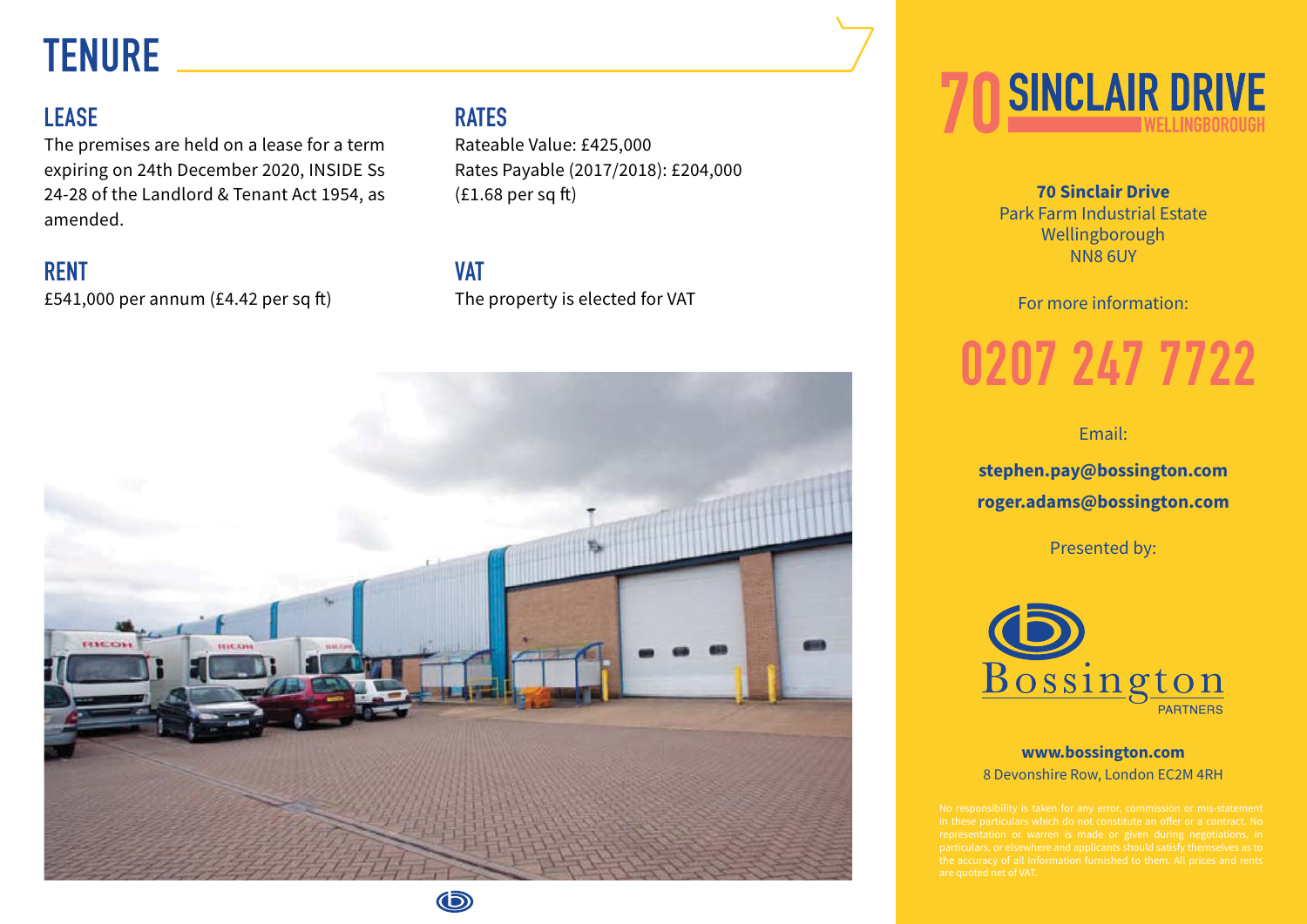# TENURE

## LEASE

The premises are held on a lease for a term expiring on 24th December 2020, INSIDE Ss 24-28 of the Landlord & Tenant Act 1954, as amended.

## RENT

£541,000 per annum (£4.42 per sq ft)

## RATES

Rateable Value: £425,000
Rates Payable (2017/2018): £204,000 (£1.68 per sq ft)

## VAT

The property is elected for VAT

# 70 SINCLAIR DRIVE WELLINGBOROUGH

**70 Sinclair Drive**
Park Farm Industrial Estate
Wellingborough
NN8 6UY

For more information:

**0207 247 7722**

Email:

**stephen.pay@bossington.com**

**roger.adams@bossington.com**

Presented by:

Bossington PARTNERS

**www.bossington.com**
8 Devonshire Row, London EC2M 4RH

No responsibility is taken for any error, commission or mis-statement in these particulars which do not constitute an offer or a contract. No representation or warren is made or given during negotiations, in particulars, or elsewhere and applicants should satisfy themselves as to the accuracy of all information furnished to them. All prices and rents are quoted net of VAT.